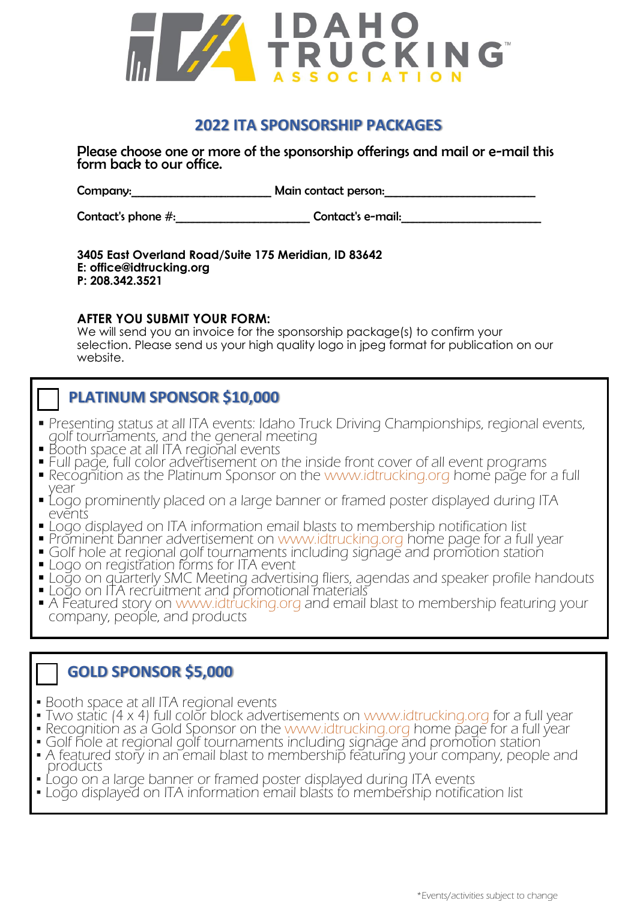# IDAHO TRUCKING ASSOCIATION

## 2022 ITA SPONSORSHIP PACKAGES

**Please choose one or more of the sponsorship offerings and mail or e-mail this form back to our office.**

Company:_______________________ Main contact person:________________________

Contact's phone #:_____________________ Contact's e-mail:______________________

**3405 East Overland Road/Suite 175 Meridian, ID 83642**
**E: office@idtrucking.org**
**P: 208.342.3521**

**AFTER YOU SUBMIT YOUR FORM:**
We will send you an invoice for the sponsorship package(s) to confirm your selection. Please send us your high quality logo in jpeg format for publication on our website.

### ☐ PLATINUM SPONSOR $10,000

- Presenting status at all ITA events: Idaho Truck Driving Championships, regional events, golf tournaments, and the general meeting
- Booth space at all ITA regional events
- Full page, full color advertisement on the inside front cover of all event programs
- Recognition as the Platinum Sponsor on the www.idtrucking.org home page for a full year
- Logo prominently placed on a large banner or framed poster displayed during ITA events
- Logo displayed on ITA information email blasts to membership notification list
- Prominent banner advertisement on www.idtrucking.org home page for a full year
- Golf hole at regional golf tournaments including signage and promotion station
- Logo on registration forms for ITA event
- Logo on quarterly SMC Meeting advertising fliers, agendas and speaker profile handouts
- Logo on ITA recruitment and promotional materials
- A Featured story on www.idtrucking.org and email blast to membership featuring your company, people, and products

### ☐ GOLD SPONSOR $5,000

- Booth space at all ITA regional events
- Two static (4 x 4) full color block advertisements on www.idtrucking.org for a full year
- Recognition as a Gold Sponsor on the www.idtrucking.org home page for a full year
- Golf hole at regional golf tournaments including signage and promotion station
- A featured story in an email blast to membership featuring your company, people and products
- Logo on a large banner or framed poster displayed during ITA events
- Logo displayed on ITA information email blasts to membership notification list

*Events/activities subject to change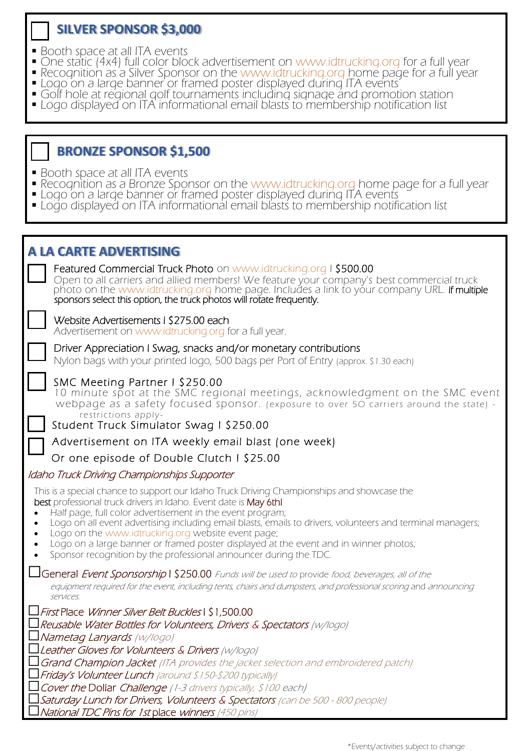## ☐ SILVER SPONSOR $3,000

- Booth space at all ITA events
- One static (4x4) full color block advertisement on www.idtrucking.org for a full year
- Recognition as a Silver Sponsor on the www.idtrucking.org home page for a full year
- Logo on a large banner or framed poster displayed during ITA events
- Golf hole at regional golf tournaments including signage and promotion station
- Logo displayed on ITA informational email blasts to membership notification list

## ☐ BRONZE SPONSOR $1,500

- Booth space at all ITA events
- Recognition as a Bronze Sponsor on the www.idtrucking.org home page for a full year
- Logo on a large banner or framed poster displayed during ITA events
- Logo displayed on ITA informational email blasts to membership notification list

## A LA CARTE ADVERTISING

☐ Featured Commercial Truck Photo on www.idtrucking.org I $500.00
Open to all carriers and allied members! We feature your company's best commercial truck photo on the www.idtrucking.org home page. Includes a link to your company URL. If multiple sponsors select this option, the truck photos will rotate frequently.

☐ Website Advertisements I $275.00 each
Advertisement on www.idtrucking.org for a full year.

☐ Driver Appreciation I Swag, snacks and/or monetary contributions
Nylon bags with your printed logo, 500 bags per Port of Entry (approx. $1.30 each)

☐ SMC Meeting Partner I $250.00
10 minute spot at the SMC regional meetings, acknowledgment on the SMC event webpage as a safety focused sponsor. (exposure to over 50 carriers around the state) -restrictions apply-

☐ Student Truck Simulator Swag I $250.00

☐ Advertisement on ITA weekly email blast (one week)
Or one episode of Double Clutch I $25.00

*Idaho Truck Driving Championships Supporter*

This is a special chance to support our Idaho Truck Driving Championships and showcase the best professional truck drivers in Idaho. Event date is May 6thI

- Half page, full color advertisement in the event program;
- Logo on all event advertising including email blasts, emails to drivers, volunteers and terminal managers;
- Logo on the www.idtrucking.org website event page;
- Logo on a large banner or framed poster displayed at the event and in winner photos;
- Sponsor recognition by the professional announcer during the TDC.

☐ General *Event Sponsorship* I $250.00 *Funds will be used to* provide *food, beverages, all of the equipment required for the event, including tents, chairs and dumpsters, and professional scoring* and *announcing services.*

☐ *First* Place *Winner Silver Belt Buckles* I $1,500.00
☐ *Reusable Water Bottles for Volunteers, Drivers & Spectators (w/logo)*
☐ *Nametag Lanyards (w/logo)*
☐ *Leather Gloves for Volunteers & Drivers (w/logo)*
☐ *Grand Champion Jacket (ITA provides the jacket selection and embroidered patch)*
☐ *Friday's Volunteer Lunch (around $150-$200 typically)*
☐ *Cover the* Dollar *Challenge (1-3 drivers typically, $100 each)*
☐ *Saturday Lunch for Drivers, Volunteers & Spectators (can be 500 - 800 people)*
☐ *National TDC Pins for 1st* place *winners (450 pins)*

*Events/activities subject to change